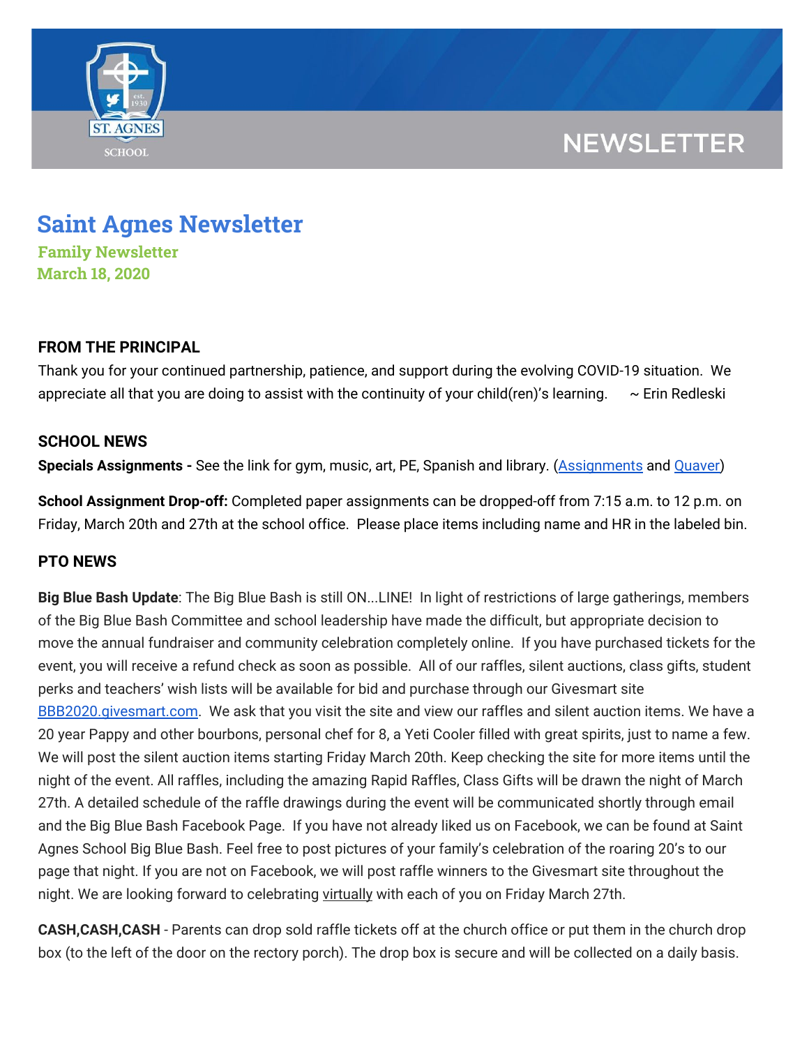NEWSLETTER

# Saint Agnes Newsletter

**Family Newsletter**
**March 18, 2020**

## FROM THE PRINCIPAL

Thank you for your continued partnership, patience, and support during the evolving COVID-19 situation. We appreciate all that you are doing to assist with the continuity of your child(ren)'s learning. ~ Erin Redleski

## SCHOOL NEWS

**Specials Assignments -** See the link for gym, music, art, PE, Spanish and library. (Assignments and Quaver)

**School Assignment Drop-off:** Completed paper assignments can be dropped-off from 7:15 a.m. to 12 p.m. on Friday, March 20th and 27th at the school office. Please place items including name and HR in the labeled bin.

## PTO NEWS

**Big Blue Bash Update**: The Big Blue Bash is still ON...LINE! In light of restrictions of large gatherings, members of the Big Blue Bash Committee and school leadership have made the difficult, but appropriate decision to move the annual fundraiser and community celebration completely online. If you have purchased tickets for the event, you will receive a refund check as soon as possible. All of our raffles, silent auctions, class gifts, student perks and teachers' wish lists will be available for bid and purchase through our Givesmart site BBB2020.givesmart.com. We ask that you visit the site and view our raffles and silent auction items. We have a 20 year Pappy and other bourbons, personal chef for 8, a Yeti Cooler filled with great spirits, just to name a few. We will post the silent auction items starting Friday March 20th. Keep checking the site for more items until the night of the event. All raffles, including the amazing Rapid Raffles, Class Gifts will be drawn the night of March 27th. A detailed schedule of the raffle drawings during the event will be communicated shortly through email and the Big Blue Bash Facebook Page. If you have not already liked us on Facebook, we can be found at Saint Agnes School Big Blue Bash. Feel free to post pictures of your family's celebration of the roaring 20's to our page that night. If you are not on Facebook, we will post raffle winners to the Givesmart site throughout the night. We are looking forward to celebrating virtually with each of you on Friday March 27th.

**CASH,CASH,CASH** - Parents can drop sold raffle tickets off at the church office or put them in the church drop box (to the left of the door on the rectory porch). The drop box is secure and will be collected on a daily basis.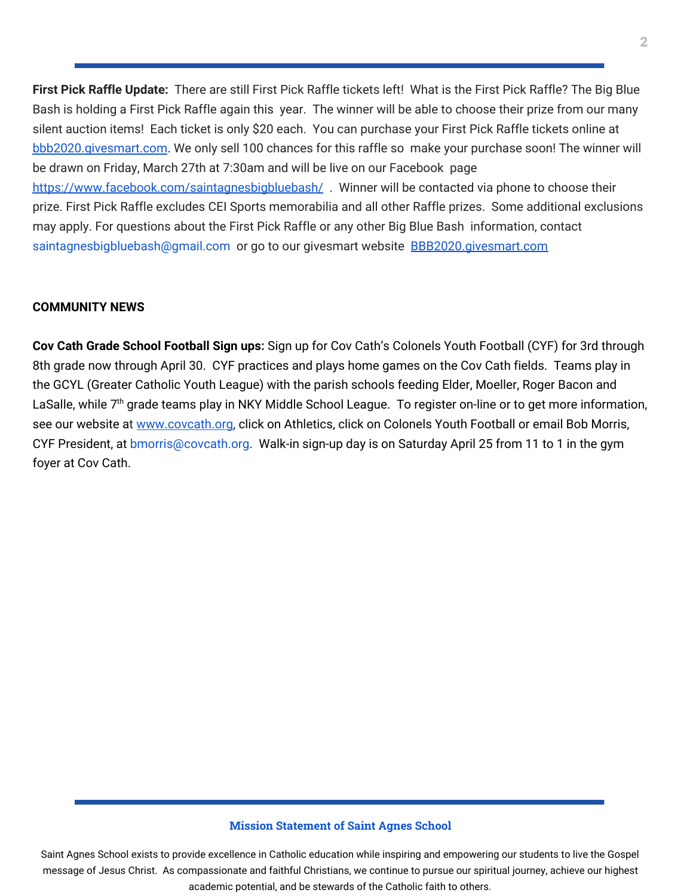**First Pick Raffle Update:** There are still First Pick Raffle tickets left! What is the First Pick Raffle? The Big Blue Bash is holding a First Pick Raffle again this year. The winner will be able to choose their prize from our many silent auction items! Each ticket is only $20 each. You can purchase your First Pick Raffle tickets online at bbb2020.givesmart.com. We only sell 100 chances for this raffle so make your purchase soon! The winner will be drawn on Friday, March 27th at 7:30am and will be live on our Facebook page https://www.facebook.com/saintagnesbigbluebash/ . Winner will be contacted via phone to choose their prize. First Pick Raffle excludes CEI Sports memorabilia and all other Raffle prizes. Some additional exclusions may apply. For questions about the First Pick Raffle or any other Big Blue Bash information, contact saintagnesbigbluebash@gmail.com or go to our givesmart website BBB2020.givesmart.com

**COMMUNITY NEWS**

**Cov Cath Grade School Football Sign ups:** Sign up for Cov Cath's Colonels Youth Football (CYF) for 3rd through 8th grade now through April 30. CYF practices and plays home games on the Cov Cath fields. Teams play in the GCYL (Greater Catholic Youth League) with the parish schools feeding Elder, Moeller, Roger Bacon and LaSalle, while 7th grade teams play in NKY Middle School League. To register on-line or to get more information, see our website at www.covcath.org, click on Athletics, click on Colonels Youth Football or email Bob Morris, CYF President, at bmorris@covcath.org. Walk-in sign-up day is on Saturday April 25 from 11 to 1 in the gym foyer at Cov Cath.

**Mission Statement of Saint Agnes School**

Saint Agnes School exists to provide excellence in Catholic education while inspiring and empowering our students to live the Gospel message of Jesus Christ. As compassionate and faithful Christians, we continue to pursue our spiritual journey, achieve our highest academic potential, and be stewards of the Catholic faith to others.